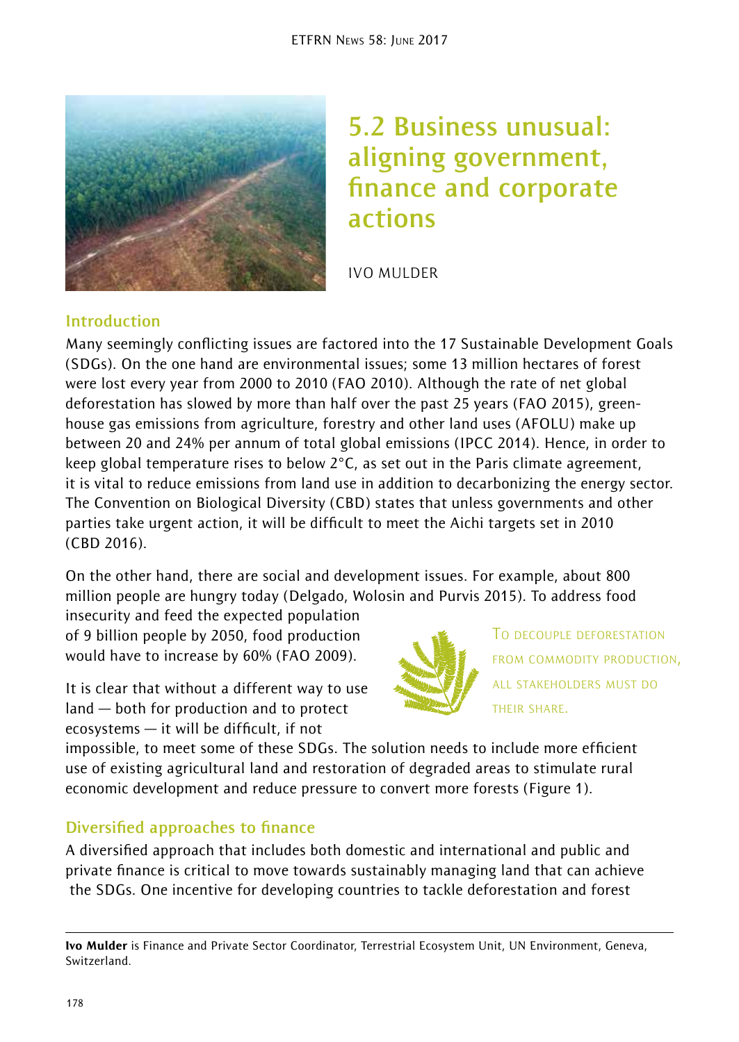# 5.2 Business unusual: aligning government, finance and corporate actions

IVO MULDER

## Introduction

Many seemingly conflicting issues are factored into the 17 Sustainable Development Goals (SDGs). On the one hand are environmental issues; some 13 million hectares of forest were lost every year from 2000 to 2010 (FAO 2010). Although the rate of net global deforestation has slowed by more than half over the past 25 years (FAO 2015), greenhouse gas emissions from agriculture, forestry and other land uses (AFOLU) make up between 20 and 24% per annum of total global emissions (IPCC 2014). Hence, in order to keep global temperature rises to below 2°C, as set out in the Paris climate agreement, it is vital to reduce emissions from land use in addition to decarbonizing the energy sector. The Convention on Biological Diversity (CBD) states that unless governments and other parties take urgent action, it will be difficult to meet the Aichi targets set in 2010 (CBD 2016).

On the other hand, there are social and development issues. For example, about 800 million people are hungry today (Delgado, Wolosin and Purvis 2015). To address food insecurity and feed the expected population of 9 billion people by 2050, food production would have to increase by 60% (FAO 2009).

> To decouple deforestation from commodity production, all stakeholders must do their share.

It is clear that without a different way to use land — both for production and to protect ecosystems — it will be difficult, if not impossible, to meet some of these SDGs. The solution needs to include more efficient use of existing agricultural land and restoration of degraded areas to stimulate rural economic development and reduce pressure to convert more forests (Figure 1).

## Diversified approaches to finance

A diversified approach that includes both domestic and international and public and private finance is critical to move towards sustainably managing land that can achieve the SDGs. One incentive for developing countries to tackle deforestation and forest

**Ivo Mulder** is Finance and Private Sector Coordinator, Terrestrial Ecosystem Unit, UN Environment, Geneva, Switzerland.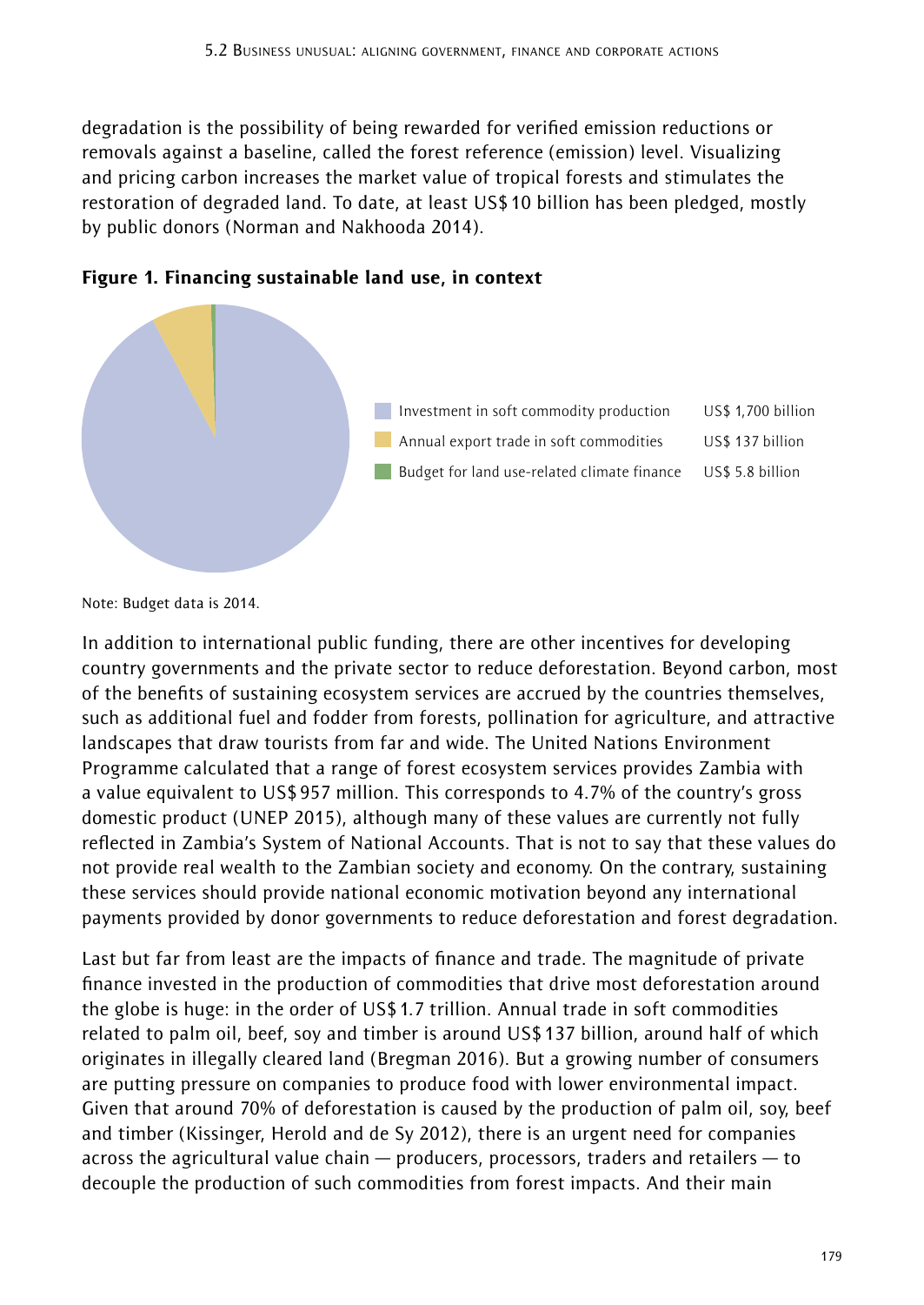degradation is the possibility of being rewarded for verified emission reductions or removals against a baseline, called the forest reference (emission) level. Visualizing and pricing carbon increases the market value of tropical forests and stimulates the restoration of degraded land. To date, at least US$ 10 billion has been pledged, mostly by public donors (Norman and Nakhooda 2014).

**Figure 1. Financing sustainable land use, in context**

| | |
|---|---|
| Investment in soft commodity production | US$ 1,700 billion |
| Annual export trade in soft commodities | US$ 137 billion |
| Budget for land use-related climate finance | US$ 5.8 billion |

Note: Budget data is 2014.

In addition to international public funding, there are other incentives for developing country governments and the private sector to reduce deforestation. Beyond carbon, most of the benefits of sustaining ecosystem services are accrued by the countries themselves, such as additional fuel and fodder from forests, pollination for agriculture, and attractive landscapes that draw tourists from far and wide. The United Nations Environment Programme calculated that a range of forest ecosystem services provides Zambia with a value equivalent to US$ 957 million. This corresponds to 4.7% of the country's gross domestic product (UNEP 2015), although many of these values are currently not fully reflected in Zambia's System of National Accounts. That is not to say that these values do not provide real wealth to the Zambian society and economy. On the contrary, sustaining these services should provide national economic motivation beyond any international payments provided by donor governments to reduce deforestation and forest degradation.

Last but far from least are the impacts of finance and trade. The magnitude of private finance invested in the production of commodities that drive most deforestation around the globe is huge: in the order of US$ 1.7 trillion. Annual trade in soft commodities related to palm oil, beef, soy and timber is around US$ 137 billion, around half of which originates in illegally cleared land (Bregman 2016). But a growing number of consumers are putting pressure on companies to produce food with lower environmental impact. Given that around 70% of deforestation is caused by the production of palm oil, soy, beef and timber (Kissinger, Herold and de Sy 2012), there is an urgent need for companies across the agricultural value chain — producers, processors, traders and retailers — to decouple the production of such commodities from forest impacts. And their main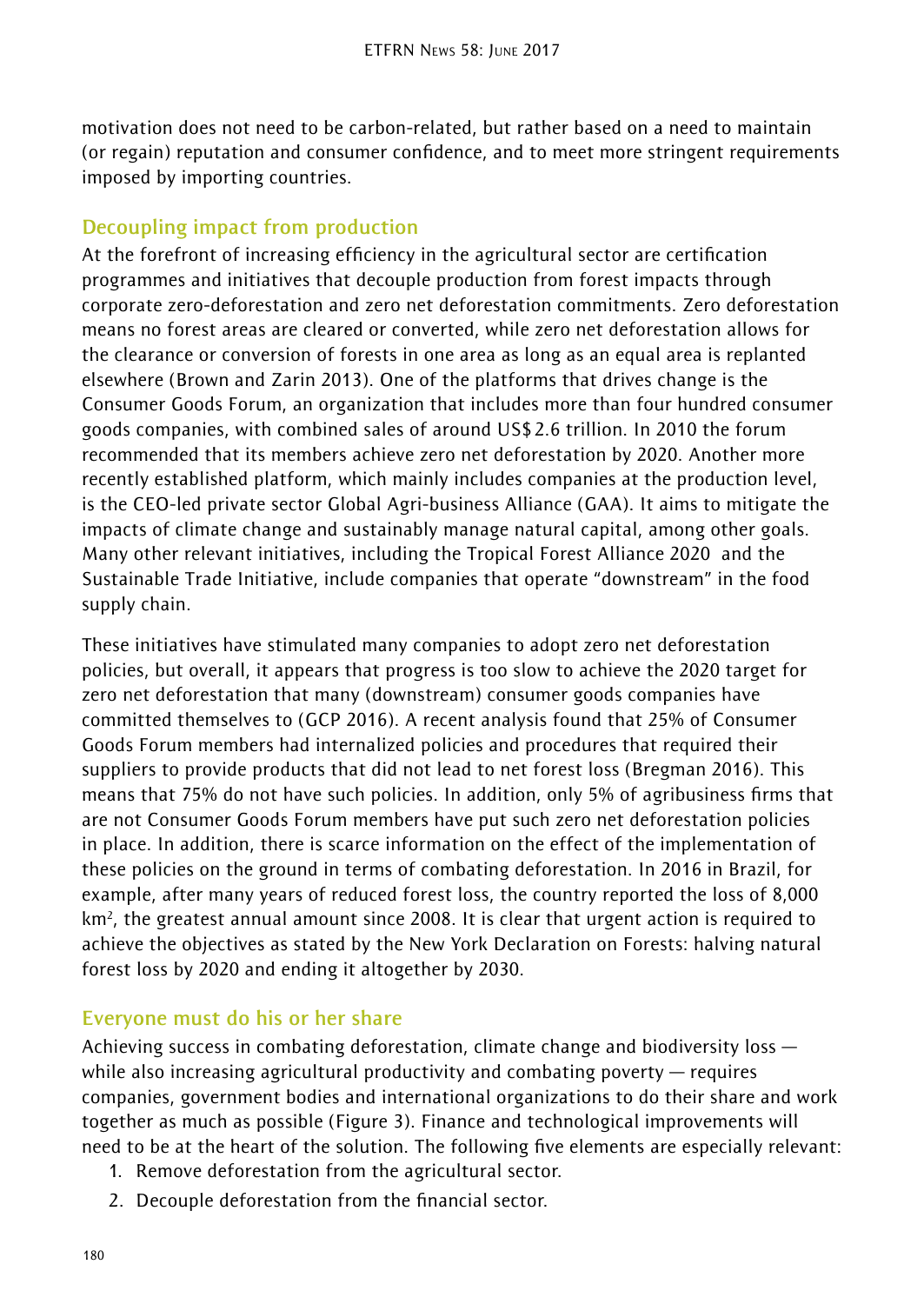motivation does not need to be carbon-related, but rather based on a need to maintain (or regain) reputation and consumer confidence, and to meet more stringent requirements imposed by importing countries.

## Decoupling impact from production

At the forefront of increasing efficiency in the agricultural sector are certification programmes and initiatives that decouple production from forest impacts through corporate zero-deforestation and zero net deforestation commitments. Zero deforestation means no forest areas are cleared or converted, while zero net deforestation allows for the clearance or conversion of forests in one area as long as an equal area is replanted elsewhere (Brown and Zarin 2013). One of the platforms that drives change is the Consumer Goods Forum, an organization that includes more than four hundred consumer goods companies, with combined sales of around US$ 2.6 trillion. In 2010 the forum recommended that its members achieve zero net deforestation by 2020. Another more recently established platform, which mainly includes companies at the production level, is the CEO-led private sector Global Agri-business Alliance (GAA). It aims to mitigate the impacts of climate change and sustainably manage natural capital, among other goals. Many other relevant initiatives, including the Tropical Forest Alliance 2020 and the Sustainable Trade Initiative, include companies that operate "downstream" in the food supply chain.

These initiatives have stimulated many companies to adopt zero net deforestation policies, but overall, it appears that progress is too slow to achieve the 2020 target for zero net deforestation that many (downstream) consumer goods companies have committed themselves to (GCP 2016). A recent analysis found that 25% of Consumer Goods Forum members had internalized policies and procedures that required their suppliers to provide products that did not lead to net forest loss (Bregman 2016). This means that 75% do not have such policies. In addition, only 5% of agribusiness firms that are not Consumer Goods Forum members have put such zero net deforestation policies in place. In addition, there is scarce information on the effect of the implementation of these policies on the ground in terms of combating deforestation. In 2016 in Brazil, for example, after many years of reduced forest loss, the country reported the loss of 8,000 $km^2$, the greatest annual amount since 2008. It is clear that urgent action is required to achieve the objectives as stated by the New York Declaration on Forests: halving natural forest loss by 2020 and ending it altogether by 2030.

## Everyone must do his or her share

Achieving success in combating deforestation, climate change and biodiversity loss — while also increasing agricultural productivity and combating poverty — requires companies, government bodies and international organizations to do their share and work together as much as possible (Figure 3). Finance and technological improvements will need to be at the heart of the solution. The following five elements are especially relevant:

1. Remove deforestation from the agricultural sector.
2. Decouple deforestation from the financial sector.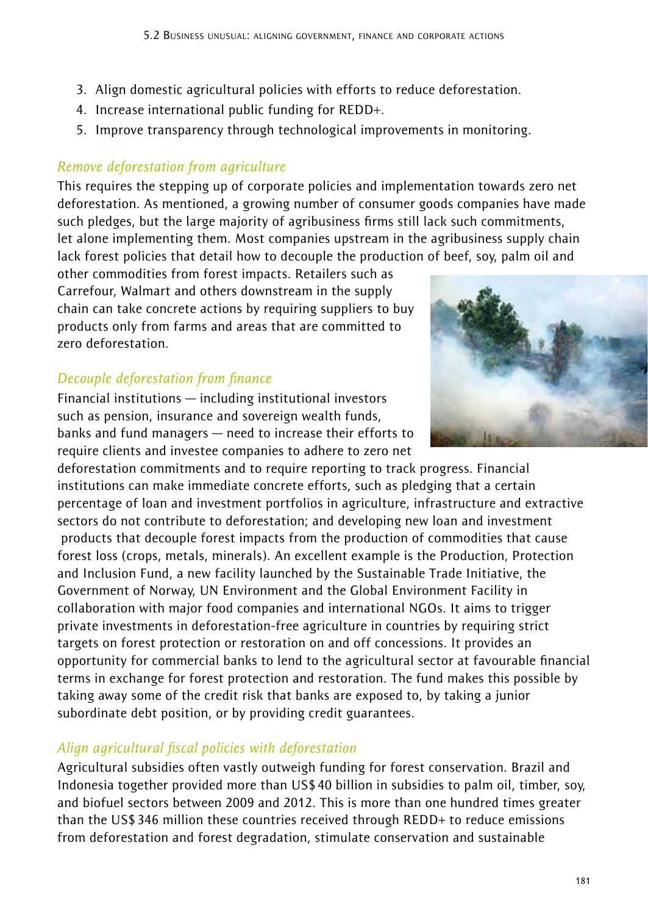3. Align domestic agricultural policies with efforts to reduce deforestation.
4. Increase international public funding for REDD+.
5. Improve transparency through technological improvements in monitoring.

### *Remove deforestation from agriculture*

This requires the stepping up of corporate policies and implementation towards zero net deforestation. As mentioned, a growing number of consumer goods companies have made such pledges, but the large majority of agribusiness firms still lack such commitments, let alone implementing them. Most companies upstream in the agribusiness supply chain lack forest policies that detail how to decouple the production of beef, soy, palm oil and other commodities from forest impacts. Retailers such as Carrefour, Walmart and others downstream in the supply chain can take concrete actions by requiring suppliers to buy products only from farms and areas that are committed to zero deforestation.

### *Decouple deforestation from finance*

Financial institutions — including institutional investors such as pension, insurance and sovereign wealth funds, banks and fund managers — need to increase their efforts to require clients and investee companies to adhere to zero net deforestation commitments and to require reporting to track progress. Financial institutions can make immediate concrete efforts, such as pledging that a certain percentage of loan and investment portfolios in agriculture, infrastructure and extractive sectors do not contribute to deforestation; and developing new loan and investment products that decouple forest impacts from the production of commodities that cause forest loss (crops, metals, minerals). An excellent example is the Production, Protection and Inclusion Fund, a new facility launched by the Sustainable Trade Initiative, the Government of Norway, UN Environment and the Global Environment Facility in collaboration with major food companies and international NGOs. It aims to trigger private investments in deforestation-free agriculture in countries by requiring strict targets on forest protection or restoration on and off concessions. It provides an opportunity for commercial banks to lend to the agricultural sector at favourable financial terms in exchange for forest protection and restoration. The fund makes this possible by taking away some of the credit risk that banks are exposed to, by taking a junior subordinate debt position, or by providing credit guarantees.

### *Align agricultural fiscal policies with deforestation*

Agricultural subsidies often vastly outweigh funding for forest conservation. Brazil and Indonesia together provided more than US$ 40 billion in subsidies to palm oil, timber, soy, and biofuel sectors between 2009 and 2012. This is more than one hundred times greater than the US$ 346 million these countries received through REDD+ to reduce emissions from deforestation and forest degradation, stimulate conservation and sustainable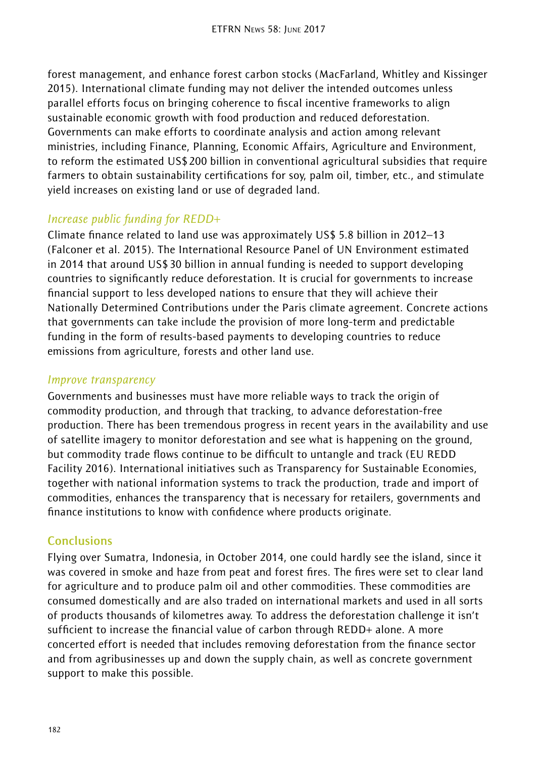forest management, and enhance forest carbon stocks (MacFarland, Whitley and Kissinger 2015). International climate funding may not deliver the intended outcomes unless parallel efforts focus on bringing coherence to fiscal incentive frameworks to align sustainable economic growth with food production and reduced deforestation. Governments can make efforts to coordinate analysis and action among relevant ministries, including Finance, Planning, Economic Affairs, Agriculture and Environment, to reform the estimated US$ 200 billion in conventional agricultural subsidies that require farmers to obtain sustainability certifications for soy, palm oil, timber, etc., and stimulate yield increases on existing land or use of degraded land.

### *Increase public funding for REDD+*

Climate finance related to land use was approximately US$ 5.8 billion in 2012–13 (Falconer et al. 2015). The International Resource Panel of UN Environment estimated in 2014 that around US$ 30 billion in annual funding is needed to support developing countries to significantly reduce deforestation. It is crucial for governments to increase financial support to less developed nations to ensure that they will achieve their Nationally Determined Contributions under the Paris climate agreement. Concrete actions that governments can take include the provision of more long-term and predictable funding in the form of results-based payments to developing countries to reduce emissions from agriculture, forests and other land use.

### *Improve transparency*

Governments and businesses must have more reliable ways to track the origin of commodity production, and through that tracking, to advance deforestation-free production. There has been tremendous progress in recent years in the availability and use of satellite imagery to monitor deforestation and see what is happening on the ground, but commodity trade flows continue to be difficult to untangle and track (EU REDD Facility 2016). International initiatives such as Transparency for Sustainable Economies, together with national information systems to track the production, trade and import of commodities, enhances the transparency that is necessary for retailers, governments and finance institutions to know with confidence where products originate.

## Conclusions

Flying over Sumatra, Indonesia, in October 2014, one could hardly see the island, since it was covered in smoke and haze from peat and forest fires. The fires were set to clear land for agriculture and to produce palm oil and other commodities. These commodities are consumed domestically and are also traded on international markets and used in all sorts of products thousands of kilometres away. To address the deforestation challenge it isn't sufficient to increase the financial value of carbon through REDD+ alone. A more concerted effort is needed that includes removing deforestation from the finance sector and from agribusinesses up and down the supply chain, as well as concrete government support to make this possible.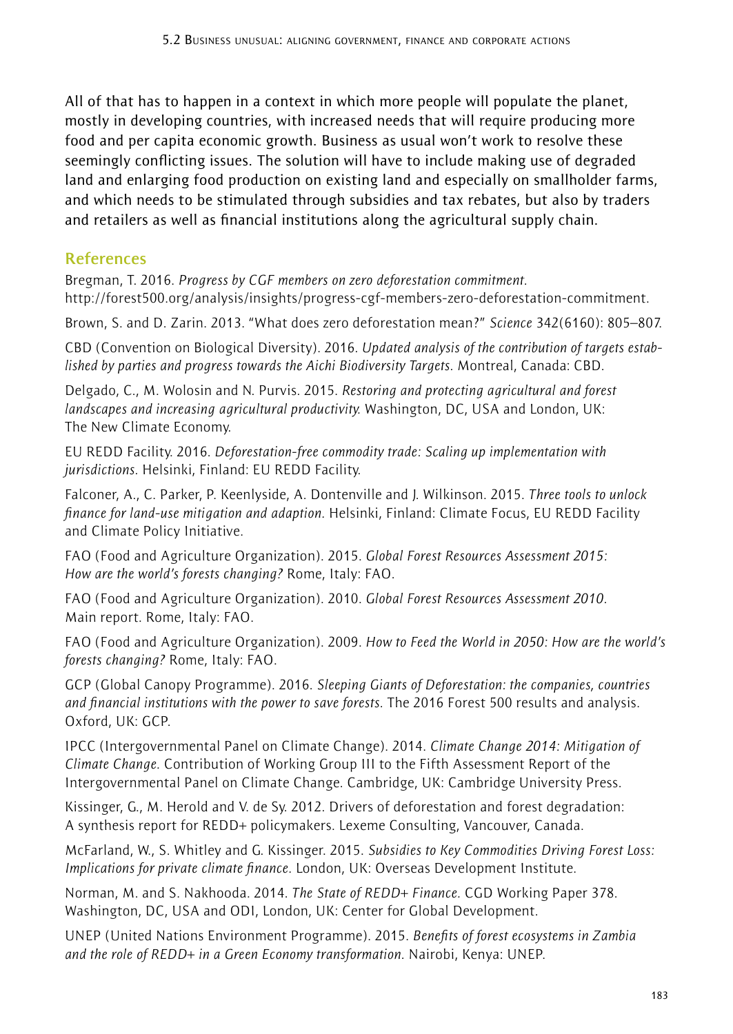All of that has to happen in a context in which more people will populate the planet, mostly in developing countries, with increased needs that will require producing more food and per capita economic growth. Business as usual won't work to resolve these seemingly conflicting issues. The solution will have to include making use of degraded land and enlarging food production on existing land and especially on smallholder farms, and which needs to be stimulated through subsidies and tax rebates, but also by traders and retailers as well as financial institutions along the agricultural supply chain.

## References

Bregman, T. 2016. *Progress by CGF members on zero deforestation commitment*. http://forest500.org/analysis/insights/progress-cgf-members-zero-deforestation-commitment.

Brown, S. and D. Zarin. 2013. "What does zero deforestation mean?" *Science* 342(6160): 805–807.

CBD (Convention on Biological Diversity). 2016. *Updated analysis of the contribution of targets established by parties and progress towards the Aichi Biodiversity Targets*. Montreal, Canada: CBD.

Delgado, C., M. Wolosin and N. Purvis. 2015. *Restoring and protecting agricultural and forest landscapes and increasing agricultural productivity.* Washington, DC, USA and London, UK: The New Climate Economy.

EU REDD Facility. 2016. *Deforestation-free commodity trade: Scaling up implementation with jurisdictions*. Helsinki, Finland: EU REDD Facility.

Falconer, A., C. Parker, P. Keenlyside, A. Dontenville and J. Wilkinson. 2015. *Three tools to unlock finance for land-use mitigation and adaption*. Helsinki, Finland: Climate Focus, EU REDD Facility and Climate Policy Initiative.

FAO (Food and Agriculture Organization). 2015. *Global Forest Resources Assessment 2015: How are the world's forests changing?* Rome, Italy: FAO.

FAO (Food and Agriculture Organization). 2010. *Global Forest Resources Assessment 2010*. Main report. Rome, Italy: FAO.

FAO (Food and Agriculture Organization). 2009. *How to Feed the World in 2050: How are the world's forests changing?* Rome, Italy: FAO.

GCP (Global Canopy Programme). 2016. *Sleeping Giants of Deforestation: the companies, countries and financial institutions with the power to save forests*. The 2016 Forest 500 results and analysis. Oxford, UK: GCP.

IPCC (Intergovernmental Panel on Climate Change). 2014. *Climate Change 2014: Mitigation of Climate Change*. Contribution of Working Group III to the Fifth Assessment Report of the Intergovernmental Panel on Climate Change. Cambridge, UK: Cambridge University Press.

Kissinger, G., M. Herold and V. de Sy. 2012. Drivers of deforestation and forest degradation: A synthesis report for REDD+ policymakers. Lexeme Consulting, Vancouver, Canada.

McFarland, W., S. Whitley and G. Kissinger. 2015. *Subsidies to Key Commodities Driving Forest Loss: Implications for private climate finance*. London, UK: Overseas Development Institute.

Norman, M. and S. Nakhooda. 2014. *The State of REDD+ Finance*. CGD Working Paper 378. Washington, DC, USA and ODI, London, UK: Center for Global Development.

UNEP (United Nations Environment Programme). 2015. *Benefits of forest ecosystems in Zambia and the role of REDD+ in a Green Economy transformation*. Nairobi, Kenya: UNEP.